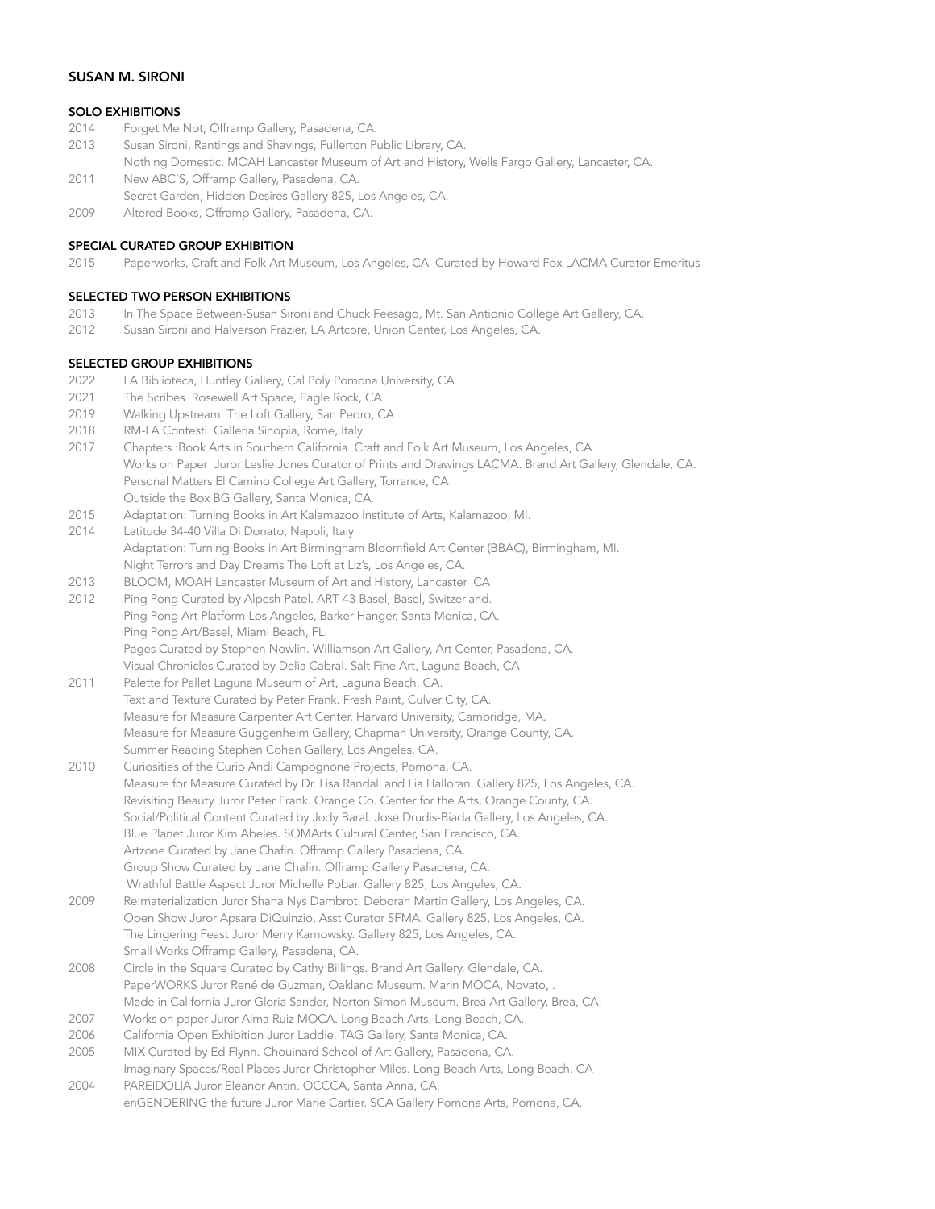# SUSAN M. SIRONI

## SOLO EXHIBITIONS

2014 Forget Me Not, Offramp Gallery, Pasadena, CA.
2013 Susan Sironi, Rantings and Shavings, Fullerton Public Library, CA.
Nothing Domestic, MOAH Lancaster Museum of Art and History, Wells Fargo Gallery, Lancaster, CA.
2011 New ABC'S, Offramp Gallery, Pasadena, CA.
Secret Garden, Hidden Desires Gallery 825, Los Angeles, CA.
2009 Altered Books, Offramp Gallery, Pasadena, CA.

## SPECIAL CURATED GROUP EXHIBITION

2015 Paperworks, Craft and Folk Art Museum, Los Angeles, CA Curated by Howard Fox LACMA Curator Emeritus

## SELECTED TWO PERSON EXHIBITIONS

2013 In The Space Between-Susan Sironi and Chuck Feesago, Mt. San Antionio College Art Gallery, CA.
2012 Susan Sironi and Halverson Frazier, LA Artcore, Union Center, Los Angeles, CA.

## SELECTED GROUP EXHIBITIONS

2022 LA Biblioteca, Huntley Gallery, Cal Poly Pomona University, CA
2021 The Scribes Rosewell Art Space, Eagle Rock, CA
2019 Walking Upstream The Loft Gallery, San Pedro, CA
2018 RM-LA Contesti Galleria Sinopia, Rome, Italy
2017 Chapters :Book Arts in Southern California Craft and Folk Art Museum, Los Angeles, CA
Works on Paper Juror Leslie Jones Curator of Prints and Drawings LACMA. Brand Art Gallery, Glendale, CA.
Personal Matters El Camino College Art Gallery, Torrance, CA
Outside the Box BG Gallery, Santa Monica, CA.
2015 Adaptation: Turning Books in Art Kalamazoo Institute of Arts, Kalamazoo, MI.
2014 Latitude 34-40 Villa Di Donato, Napoli, Italy
Adaptation: Turning Books in Art Birmingham Bloomfield Art Center (BBAC), Birmingham, MI.
Night Terrors and Day Dreams The Loft at Liz's, Los Angeles, CA.
2013 BLOOM, MOAH Lancaster Museum of Art and History, Lancaster CA
2012 Ping Pong Curated by Alpesh Patel. ART 43 Basel, Basel, Switzerland.
Ping Pong Art Platform Los Angeles, Barker Hanger, Santa Monica, CA.
Ping Pong Art/Basel, Miami Beach, FL.
Pages Curated by Stephen Nowlin. Williamson Art Gallery, Art Center, Pasadena, CA.
Visual Chronicles Curated by Delia Cabral. Salt Fine Art, Laguna Beach, CA
2011 Palette for Pallet Laguna Museum of Art, Laguna Beach, CA.
Text and Texture Curated by Peter Frank. Fresh Paint, Culver City, CA.
Measure for Measure Carpenter Art Center, Harvard University, Cambridge, MA.
Measure for Measure Guggenheim Gallery, Chapman University, Orange County, CA.
Summer Reading Stephen Cohen Gallery, Los Angeles, CA.
2010 Curiosities of the Curio Andi Campognone Projects, Pomona, CA.
Measure for Measure Curated by Dr. Lisa Randall and Lia Halloran. Gallery 825, Los Angeles, CA.
Revisiting Beauty Juror Peter Frank. Orange Co. Center for the Arts, Orange County, CA.
Social/Political Content Curated by Jody Baral. Jose Drudis-Biada Gallery, Los Angeles, CA.
Blue Planet Juror Kim Abeles. SOMArts Cultural Center, San Francisco, CA.
Artzone Curated by Jane Chafin. Offramp Gallery Pasadena, CA.
Group Show Curated by Jane Chafin. Offramp Gallery Pasadena, CA.
Wrathful Battle Aspect Juror Michelle Pobar. Gallery 825, Los Angeles, CA.
2009 Re:materialization Juror Shana Nys Dambrot. Deborah Martin Gallery, Los Angeles, CA.
Open Show Juror Apsara DiQuinzio, Asst Curator SFMA. Gallery 825, Los Angeles, CA.
The Lingering Feast Juror Merry Karnowsky. Gallery 825, Los Angeles, CA.
Small Works Offramp Gallery, Pasadena, CA.
2008 Circle in the Square Curated by Cathy Billings. Brand Art Gallery, Glendale, CA.
PaperWORKS Juror René de Guzman, Oakland Museum. Marin MOCA, Novato, .
Made in California Juror Gloria Sander, Norton Simon Museum. Brea Art Gallery, Brea, CA.
2007 Works on paper Juror Alma Ruiz MOCA. Long Beach Arts, Long Beach, CA.
2006 California Open Exhibition Juror Laddie. TAG Gallery, Santa Monica, CA.
2005 MIX Curated by Ed Flynn. Chouinard School of Art Gallery, Pasadena, CA.
Imaginary Spaces/Real Places Juror Christopher Miles. Long Beach Arts, Long Beach, CA
2004 PAREIDOLIA Juror Eleanor Antin. OCCCA, Santa Anna, CA.
enGENDERING the future Juror Marie Cartier. SCA Gallery Pomona Arts, Pomona, CA.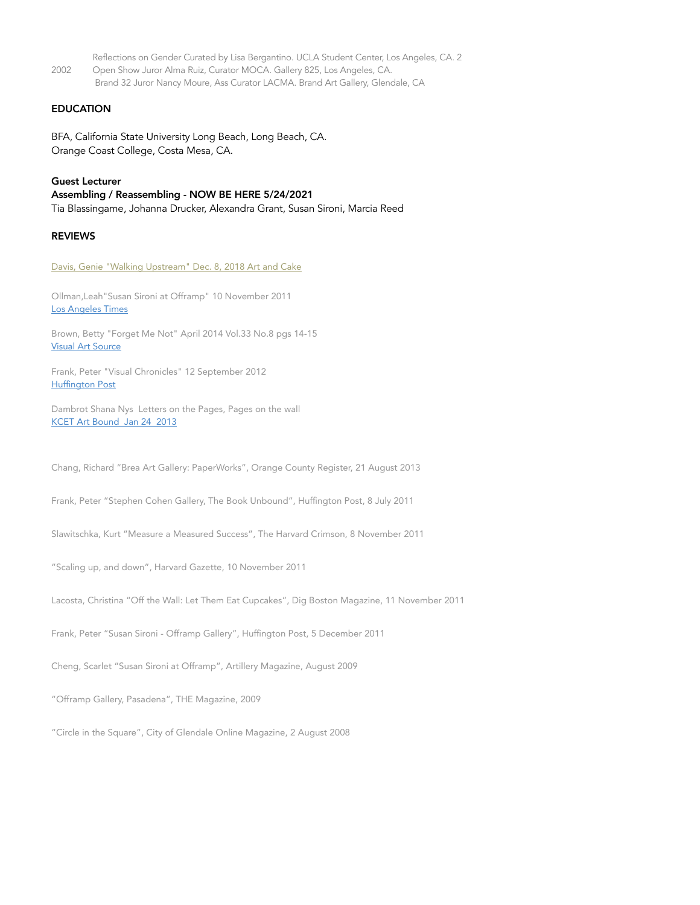Reflections on Gender Curated by Lisa Bergantino. UCLA Student Center, Los Angeles, CA. 2

2002 Open Show Juror Alma Ruiz, Curator MOCA. Gallery 825, Los Angeles, CA.
Brand 32 Juror Nancy Moure, Ass Curator LACMA. Brand Art Gallery, Glendale, CA

**EDUCATION**

BFA, California State University Long Beach, Long Beach, CA.
Orange Coast College, Costa Mesa, CA.

**Guest Lecturer**
**Assembling / Reassembling - NOW BE HERE 5/24/2021**
Tia Blassingame, Johanna Drucker, Alexandra Grant, Susan Sironi, Marcia Reed

**REVIEWS**

Davis, Genie "Walking Upstream" Dec. 8, 2018 Art and Cake

Ollman,Leah"Susan Sironi at Offramp" 10 November 2011
Los Angeles Times

Brown, Betty "Forget Me Not" April 2014 Vol.33 No.8 pgs 14-15
Visual Art Source

Frank, Peter "Visual Chronicles" 12 September 2012
Huffington Post

Dambrot Shana Nys Letters on the Pages, Pages on the wall
KCET Art Bound Jan 24 2013

Chang, Richard "Brea Art Gallery: PaperWorks", Orange County Register, 21 August 2013

Frank, Peter "Stephen Cohen Gallery, The Book Unbound", Huffington Post, 8 July 2011

Slawitschka, Kurt "Measure a Measured Success", The Harvard Crimson, 8 November 2011

"Scaling up, and down", Harvard Gazette, 10 November 2011

Lacosta, Christina "Off the Wall: Let Them Eat Cupcakes", Dig Boston Magazine, 11 November 2011

Frank, Peter "Susan Sironi - Offramp Gallery", Huffington Post, 5 December 2011

Cheng, Scarlet "Susan Sironi at Offramp", Artillery Magazine, August 2009

"Offramp Gallery, Pasadena", THE Magazine, 2009

"Circle in the Square", City of Glendale Online Magazine, 2 August 2008